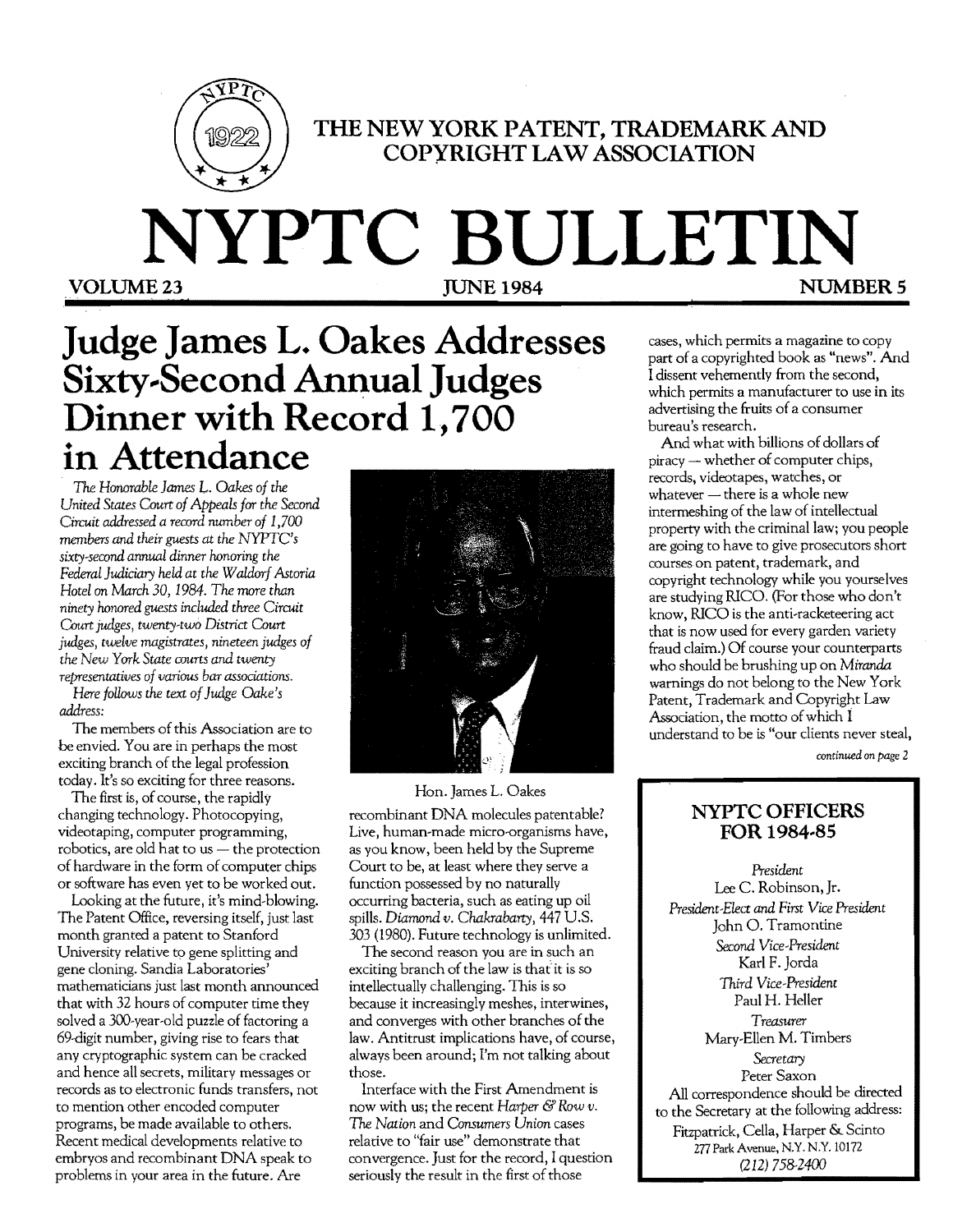THE NEW YORK PATENT, TRADEMARK AND COPYRIGHT LAW ASSOCIATION

# NYPTC BULLETIN

**VOLUME 23** **JUNE 1984** **NUMBER 5**

# Judge James L. Oakes Addresses Sixty-Second Annual Judges Dinner with Record 1,700 in Attendance

*The Honorable James L. Oakes of the United States Court of Appeals for the Second Circuit addressed a record number of 1,700 members and their guests at the NYPTC's sixty-second annual dinner honoring the Federal Judiciary held at the Waldorf Astoria Hotel on March 30, 1984. The more than ninety honored guests included three Circuit Court judges, twenty-two District Court judges, twelve magistrates, nineteen judges of the New York State courts and twenty representatives of various bar associations.*

*Here follows the text of Judge Oake's address:*

The members of this Association are to be envied. You are in perhaps the most exciting branch of the legal profession today. It's so exciting for three reasons.

The first is, of course, the rapidly changing technology. Photocopying, videotaping, computer programming, robotics, are old hat to us — the protection of hardware in the form of computer chips or software has even yet to be worked out.

Looking at the future, it's mind-blowing. The Patent Office, reversing itself, just last month granted a patent to Stanford University relative to gene splitting and gene cloning. Sandia Laboratories' mathematicians just last month announced that with 32 hours of computer time they solved a 300-year-old puzzle of factoring a 69-digit number, giving rise to fears that any cryptographic system can be cracked and hence all secrets, military messages or records as to electronic funds transfers, not to mention other encoded computer programs, be made available to others. Recent medical developments relative to embryos and recombinant DNA speak to problems in your area in the future. Are recombinant DNA molecules patentable? Live, human-made micro-organisms have, as you know, been held by the Supreme Court to be, at least where they serve a function possessed by no naturally occurring bacteria, such as eating up oil spills. *Diamond v. Chakrabarty*, 447 U.S. 303 (1980). Future technology is unlimited.

Hon. James L. Oakes

The second reason you are in such an exciting branch of the law is that it is so intellectually challenging. This is so because it increasingly meshes, interwines, and converges with other branches of the law. Antitrust implications have, of course, always been around; I'm not talking about those.

Interface with the First Amendment is now with us; the recent *Harper & Row v. The Nation* and *Consumers Union* cases relative to "fair use" demonstrate that convergence. Just for the record, I question seriously the result in the first of those cases, which permits a magazine to copy part of a copyrighted book as "news". And I dissent vehemently from the second, which permits a manufacturer to use in its advertising the fruits of a consumer bureau's research.

And what with billions of dollars of piracy — whether of computer chips, records, videotapes, watches, or whatever — there is a whole new intermeshing of the law of intellectual property with the criminal law; you people are going to have to give prosecutors short courses on patent, trademark, and copyright technology while you yourselves are studying RICO. (For those who don't know, RICO is the anti-racketeering act that is now used for every garden variety fraud claim.) Of course your counterparts who should be brushing up on *Miranda* warnings do not belong to the New York Patent, Trademark and Copyright Law Association, the motto of which I understand to be is "our clients never steal,

*continued on page 2*

## NYPTC OFFICERS FOR 1984-85

*President*
Lee C. Robinson, Jr.

*President-Elect and First Vice President*
John O. Tramontine

*Second Vice-President*
Karl F. Jorda

*Third Vice-President*
Paul H. Heller

*Treasurer*
Mary-Ellen M. Timbers

*Secretary*
Peter Saxon

All correspondence should be directed to the Secretary at the following address:

Fitzpatrick, Cella, Harper & Scinto
277 Park Avenue, N.Y. N.Y. 10172
(212) 758-2400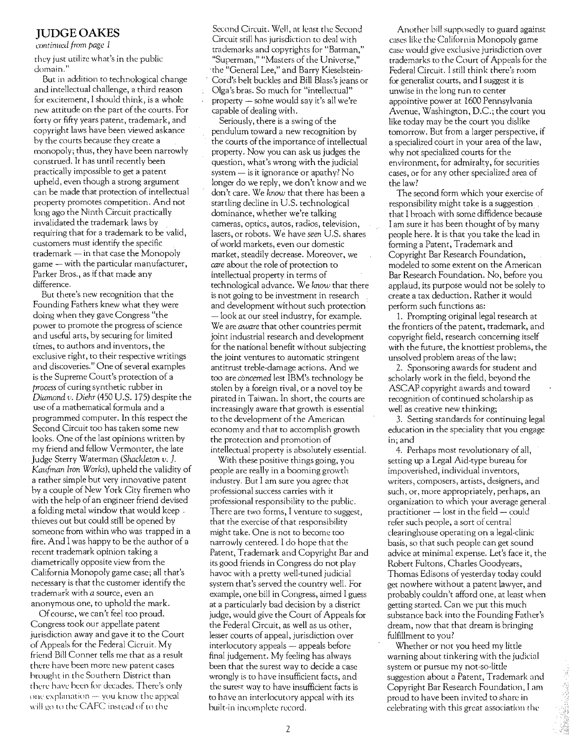## JUDGE OAKES

*continued from page 1*

they just utilize what's in the public domain."

But in addition to technological change and intellectual challenge, a third reason for excitement, I should think, is a whole new attitude on the part of the courts. For forty or fifty years patent, trademark, and copyright laws have been viewed askance by the courts because they create a monopoly; thus, they have been narrowly construed. It has until recently been practically impossible to get a patent upheld, even though a strong argument can be made that protection of intellectual property promotes competition. And not long ago the Ninth Circuit practically invalidated the trademark laws by requiring that for a trademark to be valid, customers must identify the specific trademark — in that case the Monopoly game — with the particular manufacturer, Parker Bros., as if that made any difference.

But there's new recognition that the Founding Fathers knew what they were doing when they gave Congress "the power to promote the progress of science and useful arts, by securing for limited times, to authors and inventors, the exclusive right, to their respective writings and discoveries." One of several examples is the Supreme Court's protection of a *process* of curing synthetic rubber in *Diamond v. Diehr* (450 U.S. 175) despite the use of a mathematical formula and a programmed computer. In this respect the Second Circuit too has taken some new looks. One of the last opinions written by my friend and fellow Vermonter, the late Judge Sterry Waterman (*Shackleton v. J. Kaufman Iron Works*), upheld the validity of a rather simple but very innovative patent by a couple of New York City firemen who with the help of an engineer friend devised a folding metal window that would keep thieves out but could still be opened by someone from within who was trapped in a fire. And I was happy to be the author of a recent trademark opinion taking a diametrically opposite view from the California Monopoly game case; all that's necessary is that the customer identify the trademark with *a* source, even an anonymous one, to uphold the mark.

Of course, we can't feel too proud. Congress took our appellate patent jurisdiction away and gave it to the Court of Appeals for the Federal Cicruit. My friend Bill Conner tells me that as a result there have been more new patent cases brought in the Southern District than there have been for decades. There's only one explanation — you know the appeal will go to the CAFC instead of to the Second Circuit. Well, at least the Second Circuit still has jurisdiction to deal with trademarks and copyrights for "Batman," "Superman," "Masters of the Universe," the "General Lee," and Barry Kieselstein-Cord's belt buckles and Bill Blass's jeans or Olga's bras. So much for "intellectual" property — some would say it's all we're capable of dealing with.

Seriously, there is a swing of the pendulum toward a new recognition by the courts of the importance of intellectual property. Now you can ask us judges the question, what's wrong with the judicial system — is it ignorance or apathy? No longer do we reply, we don't know and we don't care. We *know* that there has been a startling decline in U.S. technological dominance, whether we're talking cameras, optics, autos, radios, television, lasers, or robots. We have *seen* U.S. shares of world markets, even our domestic market, steadily decrease. Moreover, we *care* about the role of protection to intellectual property in terms of technological advance. We *know* that there is not going to be investment in research and development without such protection — look at our steel industry, for example. We are *aware* that other countries permit joint industrial research and development for the national benefit without subjecting the joint ventures to automatic stringent antitrust treble-damage actions. And we too are *concerned* lest IBM's technology be stolen by a foreign rival, or a novel toy be pirated in Taiwan. In short, the courts are increasingly aware that growth is essential to the development of the American economy and that to accomplish growth the protection and promotion of intellectual property is absolutely essential.

With these positive things going, you people are really in a booming growth industry. But I am sure you agree that professional success carries with it professional responsibility to the public. There are two forms, I venture to suggest, that the exercise of that responsibility might take. One is not to become too narrowly centered. I do hope that the Patent, Trademark and Copyright Bar and its good friends in Congress do not play havoc with a pretty well-tuned judicial system that's served the country well. For example, one bill in Congress, aimed I guess at a particularly bad decision by a district judge, would give the Court of Appeals for the Federal Circuit, as well as us other, lesser courts of appeal, jurisdiction over interlocutory appeals — appeals before final judgement. My feeling has always been that the surest way to decide a case wrongly is to have insufficient facts, and the surest way to have insufficient facts is to have an interlocutory appeal with its built-in incomplete record.

Another bill supposedly to guard against cases like the California Monopoly game case would give exclusive jurisdiction over trademarks to the Court of Appeals for the Federal Circuit. I still think there's room for generalist courts, and I suggest it is unwise in the long run to center appointive power at 1600 Pennsylvania Avenue, Washington, D.C.; the court you like today may be the court you dislike tomorrow. But from a larger perspective, if a specialized court in your area of the law, why not specialized courts for the environment, for admiralty, for securities cases, or for any other specialized area of the law?

The second form which your exercise of responsibility might take is a suggestion that I broach with some diffidence because I am sure it has been thought of by many people here. It is that you take the lead in forming a Patent, Trademark and Copyright Bar Research Foundation, modeled to some extent on the American Bar Research Foundation. No, before you applaud, its purpose would not be solely to create a tax deduction. Rather it would perform such functions as:

1. Prompting original legal research at the frontiers of the patent, trademark, and copyright field, research concerning itself with the future, the knottiest problems, the unsolved problem areas of the law;
2. Sponsoring awards for student and scholarly work in the field, beyond the ASCAP copyright awards and toward recognition of continued scholarship as well as creative new thinking;
3. Setting standards for continuing legal education in the speciality that you engage in; and
4. Perhaps most revolutionary of all, setting up a Legal Aid-type bureau for impoverished, individual inventors, writers, composers, artists, designers, and such, or, more appropriately, perhaps, an organization to which your average general practitioner — lost in the field — could refer such people, a sort of central clearinghouse operating on a legal-clinic basis, so that such people can get sound advice at minimal expense. Let's face it, the Robert Fultons, Charles Goodyears, Thomas Edisons of yesterday today could get nowhere without a patent lawyer, and probably couldn't afford one, at least when getting started. Can we put this much substance back into the Founding Father's dream, now that that dream is bringing fulfillment to you?

Whether or not you heed my little warning about tinkering with the judicial system or pursue my not-so-little suggestion about a Patent, Trademark and Copyright Bar Research Foundation, I am proud to have been invited to share in celebrating with this great association the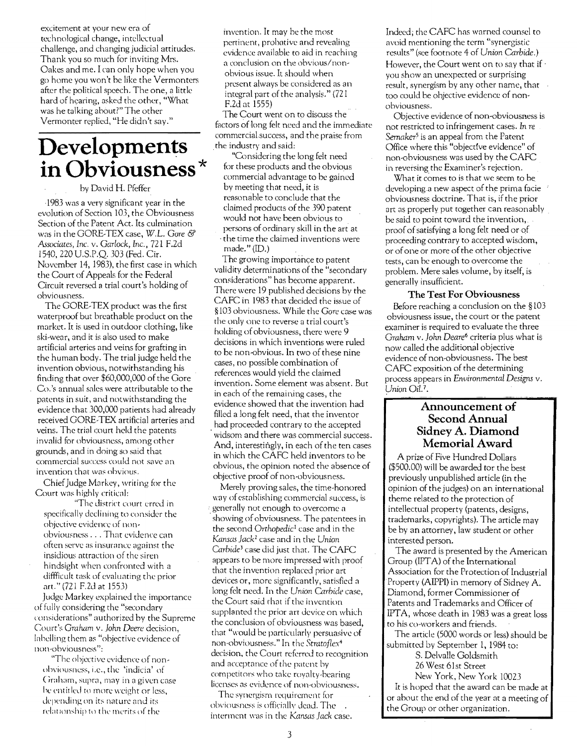excitement at your new era of technological change, intellectual challenge, and changing judicial attitudes. Thank you so much for inviting Mrs. Oakes and me. I can only hope when you go home you won't be like the Vermonters after the political speech. The one, a little hard of hearing, asked the other, "What was he talking about?" The other Vermonter replied, "He didn't say."

# Developments in Obviousness*

by David H. Pfeffer

1983 was a very significant year in the evolution of Section 103, the Obviousness Section of the Patent Act. Its culmination was in the GORE-TEX case, *W.L. Gore & Associates, Inc. v. Garlock, Inc.*, 721 F.2d 1540, 220 U.S.P.Q. 303 (Fed. Cir. November 14, 1983), the first case in which the Court of Appeals for the Federal Circuit reversed a trial court's holding of obviousness.

The GORE-TEX product was the first waterproof but breathable product on the market. It is used in outdoor clothing, like ski-wear, and it is also used to make artificial arteries and veins for grafting in the human body. The trial judge held the invention obvious, notwithstanding his finding that over $60,000,000 of the Gore Co.'s annual sales were attributable to the patents in suit, and notwithstanding the evidence that 300,000 patients had already received GORE-TEX artificial arteries and veins. The trial court held the patents invalid for obviousness, among other grounds, and in doing so said that commercial success could not save an invention that was obvious.

Chief Judge Markey, writing for the Court was highly critical:

> "The district court erred in specifically declining to consider the objective evidence of non-obviousness . . . That evidence can often serve as insurance against the insidious attraction of the siren hindsight when confronted with a diffficult task of evaluating the prior art." (721 F.2d at 1553)

Judge Markey explained the importance of fully considering the "secondary considerations" authorized by the Supreme Court's *Graham v. John Deere* decision, labelling them as "objective evidence of non-obviousness":

> "The objective evidence of non-obviousness, i.e., the 'indicia' of Graham, supra, may in a given case be entitled to more weight or less, depending on its nature and its relationship to the merits of the invention. It may be the most pertinent, probative and revealing evidence available to aid in reaching a conclusion on the obvious/non-obvious issue. It should when present always be considered as an integral part of the analysis." (721 F.2d at 1555)

The Court went on to discuss the factors of long felt need and the immediate commercial success, and the praise from the industry and said:

> "Considering the long felt need for these products and the obvious commercial advantage to be gained by meeting that need, it is reasonable to conclude that the claimed products of the 390 patent would not have been obvious to persons of ordinary skill in the art at the time the claimed inventions were made." (ID.)

The growing importance to patent validity determinations of the "secondary considerations" has become apparent. There were 19 published decisions by the CAFC in 1983 that decided the issue of §103 obviousness. While the *Gore* case was the only one to reverse a trial court's holding of obviousness, there were 9 decisions in which inventions were ruled to be non-obvious. In two of these nine cases, no possible combination of references would yield the claimed invention. Some element was absent. But in each of the remaining cases, the evidence showed that the invention had filled a long felt need, that the inventor had proceeded contrary to the accepted widsom and there was commercial success. And, interestingly, in each of the ten cases in which the CAFC held inventors to be obvious, the opinion noted the absence of objective proof of non-obviousness.

Merely proving sales, the time-honored way of establishing commercial success, is generally not enough to overcome a showing of obviousness. The patentees in the second *Orthopedic*[1] case and in the *Kansas Jack*[2] case and in the *Union Carbide*[3] case did just that. The CAFC appears to be more impressed with proof that the invention replaced prior art devices or, more significantly, satisfied a long felt need. In the *Union Carbide* case, the Court said that if the invention supplanted the prior art device on which the conclusion of obviousness was based, that "would be particularly persuasive of non-obviousness." In the *Stratoflex*[4] decision, the Court referred to recognition and acceptance of the patent by competitors who take royalty-bearing licenses as evidence of non-obviousness.

The synergism requirement for obviousness is officially dead. The interment was in the *Kansas Jack* case. Indeed, the CAFC has warned counsel to avoid mentioning the term "synergistic results" (see footnote 4 of *Union Carbide*.) However, the Court went on to say that if you show an unexpected or surprising result, synergism by any other name, that too could be objective evidence of non-obviousness.

Objective evidence of non-obviousness is not restricted to infringement cases. *In re Sernaker*[5] is an appeal from the Patent Office where this "objective evidence" of non-obviousness was used by the CAFC in reversing the Examiner's rejection.

What it comes to is that we seem to be developing a new aspect of the prima facie obviousness doctrine. That is, if the prior art as properly put together can reasonably be said to point toward the invention, proof of satisfying a long felt need or of proceeding contrary to accepted wisdom, or of one or more of the other objective tests, can be enough to overcome the problem. Mere sales volume, by itself, is generally insufficient.

### The Test For Obviousness

Before reaching a conclusion on the §103 obviousness issue, the court or the patent examiner is required to evaluate the three *Graham v. John Deere*[6] criteria plus what is now called the additional objective evidence of non-obviousness. The best CAFC exposition of the determining process appears in *Environmental Designs v. Union Oil*.[7].

## Announcement of Second Annual Sidney A. Diamond Memorial Award

A prize of Five Hundred Dollars ($500.00) will be awarded for the best previously unpublished article (in the opinion of the judges) on an international theme related to the protection of intellectual property (patents, designs, trademarks, copyrights). The article may be by an attorney, law student or other interested person.

The award is presented by the American Group (IPTA) of the International Association for the Protection of Industrial Property (AIPPI) in memory of Sidney A. Diamond, former Commissioner of Patents and Trademarks and Officer of IPTA, whose death in 1983 was a great loss to his co-workers and friends.

The article (5000 words or less) should be submitted by September 1, 1984 to:

S. Delvalle Goldsmith
26 West 61st Street
New York, New York 10023

It is hoped that the award can be made at or about the end of the year at a meeting of the Group or other organization.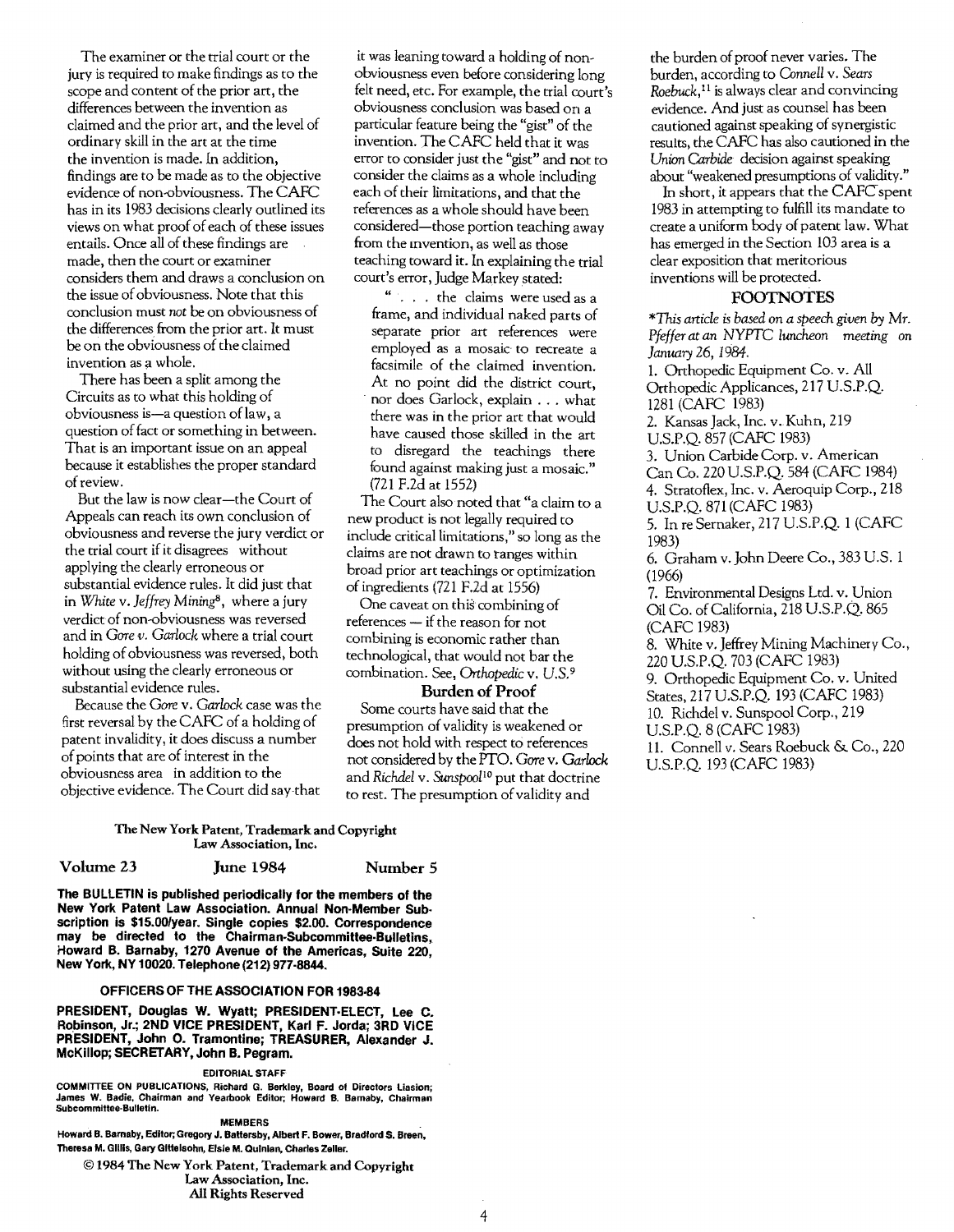The examiner or the trial court or the jury is required to make findings as to the scope and content of the prior art, the differences between the invention as claimed and the prior art, and the level of ordinary skill in the art at the time the invention is made. In addition, findings are to be made as to the objective evidence of non-obviousness. The CAFC has in its 1983 decisions clearly outlined its views on what proof of each of these issues entails. Once all of these findings are made, then the court or examiner considers them and draws a conclusion on the issue of obviousness. Note that this conclusion must *not* be on obviousness of the differences from the prior art. It must be on the obviousness of the claimed invention as a whole.

There has been a split among the Circuits as to what this holding of obviousness is—a question of law, a question of fact or something in between. That is an important issue on an appeal because it establishes the proper standard of review.

But the law is now clear—the Court of Appeals can reach its own conclusion of obviousness and reverse the jury verdict or the trial court if it disagrees without applying the clearly erroneous or substantial evidence rules. It did just that in *White v. Jeffrey Mining*[8], where a jury verdict of non-obviousness was reversed and in *Gore v. Garlock* where a trial court holding of obviousness was reversed, both without using the clearly erroneous or substantial evidence rules.

Because the *Gore v. Garlock* case was the first reversal by the CAFC of a holding of patent invalidity, it does discuss a number of points that are of interest in the obviousness area in addition to the objective evidence. The Court did say that it was leaning toward a holding of non-obviousness even before considering long felt need, etc. For example, the trial court's obviousness conclusion was based on a particular feature being the "gist" of the invention. The CAFC held that it was error to consider just the "gist" and not to consider the claims as a whole including each of their limitations, and that the references as a whole should have been considered—those portion teaching away from the invention, as well as those teaching toward it. In explaining the trial court's error, Judge Markey stated:

> " . . . the claims were used as a frame, and individual naked parts of separate prior art references were employed as a mosaic to recreate a facsimile of the claimed invention. At no point did the district court, nor does Garlock, explain . . . what there was in the prior art that would have caused those skilled in the art to disregard the teachings there found against making just a mosaic." (721 F.2d at 1552)

The Court also noted that "a claim to a new product is not legally required to include critical limitations," so long as the claims are not drawn to ranges within broad prior art teachings or optimization of ingredients (721 F.2d at 1556)

One caveat on this combining of references — if the reason for not combining is economic rather than technological, that would not bar the combination. See, *Orthopedic v. U.S.*[9]

### Burden of Proof

Some courts have said that the presumption of validity is weakened or does not hold with respect to references not considered by the PTO. *Gore v. Garlock* and *Richdel v. Sunspool*[10] put that doctrine to rest. The presumption of validity and the burden of proof never varies. The burden, according to *Connell v. Sears Roebuck*,[11] is always clear and convincing evidence. And just as counsel has been cautioned against speaking of synergistic results, the CAFC has also cautioned in the *Union Carbide* decision against speaking about "weakened presumptions of validity."

In short, it appears that the CAFC spent 1983 in attempting to fulfill its mandate to create a uniform body of patent law. What has emerged in the Section 103 area is a clear exposition that meritorious inventions will be protected.

### FOOTNOTES

**This article is based on a speech given by Mr. Pfeffer at an NYPTC luncheon meeting on January 26, 1984.*

1. Orthopedic Equipment Co. v. All Orthopedic Applicances, 217 U.S.P.Q. 1281 (CAFC 1983)
2. Kansas Jack, Inc. v. Kuhn, 219 U.S.P.Q. 857 (CAFC 1983)
3. Union Carbide Corp. v. American Can Co. 220 U.S.P.Q. 584 (CAFC 1984)
4. Stratoflex, Inc. v. Aeroquip Corp., 218 U.S.P.Q. 871 (CAFC 1983)
5. In re Sernaker, 217 U.S.P.Q. 1 (CAFC 1983)
6. Graham v. John Deere Co., 383 U.S. 1 (1966)
7. Environmental Designs Ltd. v. Union Oil Co. of California, 218 U.S.P.Q. 865 (CAFC 1983)
8. White v. Jeffrey Mining Machinery Co., 220 U.S.P.Q. 703 (CAFC 1983)
9. Orthopedic Equipment Co. v. United States, 217 U.S.P.Q. 193 (CAFC 1983)
10. Richdel v. Sunspool Corp., 219 U.S.P.Q. 8 (CAFC 1983)
11. Connell v. Sears Roebuck & Co., 220 U.S.P.Q. 193 (CAFC 1983)

---

**The New York Patent, Trademark and Copyright Law Association, Inc.**

**Volume 23 — June 1984 — Number 5**

**The BULLETIN is published periodically for the members of the New York Patent Law Association. Annual Non-Member Subscription is $15.00/year. Single copies $2.00. Correspondence may be directed to the Chairman-Subcommittee-Bulletins, Howard B. Barnaby, 1270 Avenue of the Americas, Suite 220, New York, NY 10020. Telephone (212) 977-8844.**

**OFFICERS OF THE ASSOCIATION FOR 1983-84**

**PRESIDENT, Douglas W. Wyatt; PRESIDENT-ELECT, Lee C. Robinson, Jr.; 2ND VICE PRESIDENT, Karl F. Jorda; 3RD VICE PRESIDENT, John O. Tramontine; TREASURER, Alexander J. McKillop; SECRETARY, John B. Pegram.**

**EDITORIAL STAFF**

**COMMITTEE ON PUBLICATIONS, Richard G. Berkley, Board of Directors Liasion; James W. Badie, Chairman and Yearbook Editor; Howard B. Barnaby, Chairman Subcommittee-Bulletin.**

**MEMBERS**

**Howard B. Barnaby, Editor; Gregory J. Battersby, Albert F. Bower, Bradford S. Breen, Theresa M. Gillis, Gary Gittelsohn, Elsie M. Quinlan, Charles Zeller.**

© 1984 The New York Patent, Trademark and Copyright Law Association, Inc.
All Rights Reserved